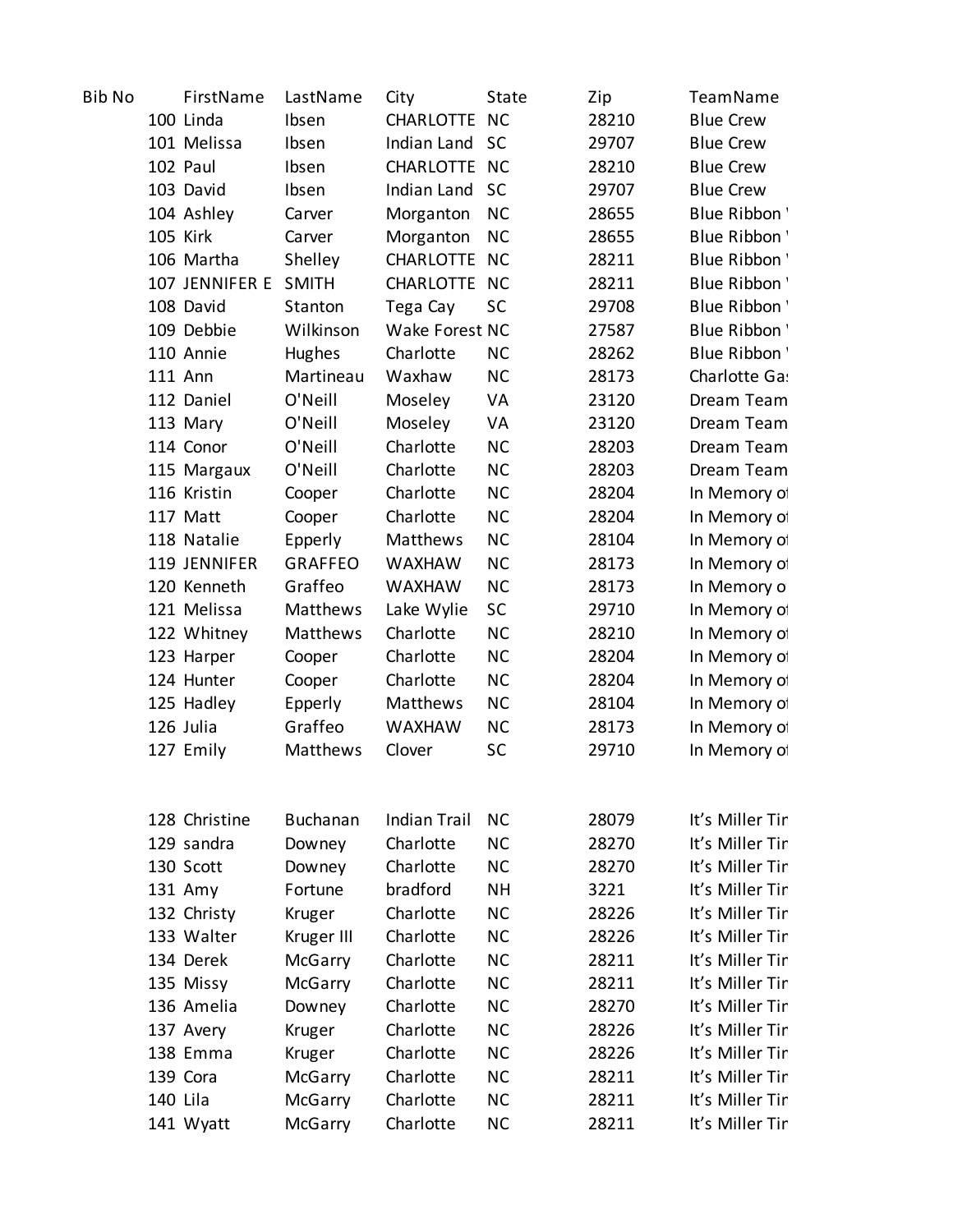| Bib No | FirstName | LastName | City | State | Zip | TeamName |
|---|---|---|---|---|---|---|
| 100 | Linda | Ibsen | CHARLOTTE | NC | 28210 | Blue Crew |
| 101 | Melissa | Ibsen | Indian Land | SC | 29707 | Blue Crew |
| 102 | Paul | Ibsen | CHARLOTTE | NC | 28210 | Blue Crew |
| 103 | David | Ibsen | Indian Land | SC | 29707 | Blue Crew |
| 104 | Ashley | Carver | Morganton | NC | 28655 | Blue Ribbon ' |
| 105 | Kirk | Carver | Morganton | NC | 28655 | Blue Ribbon ' |
| 106 | Martha | Shelley | CHARLOTTE | NC | 28211 | Blue Ribbon ' |
| 107 | JENNIFER E | SMITH | CHARLOTTE | NC | 28211 | Blue Ribbon ' |
| 108 | David | Stanton | Tega Cay | SC | 29708 | Blue Ribbon ' |
| 109 | Debbie | Wilkinson | Wake Forest | NC | 27587 | Blue Ribbon ' |
| 110 | Annie | Hughes | Charlotte | NC | 28262 | Blue Ribbon ' |
| 111 | Ann | Martineau | Waxhaw | NC | 28173 | Charlotte Ga: |
| 112 | Daniel | O'Neill | Moseley | VA | 23120 | Dream Team |
| 113 | Mary | O'Neill | Moseley | VA | 23120 | Dream Team |
| 114 | Conor | O'Neill | Charlotte | NC | 28203 | Dream Team |
| 115 | Margaux | O'Neill | Charlotte | NC | 28203 | Dream Team |
| 116 | Kristin | Cooper | Charlotte | NC | 28204 | In Memory of |
| 117 | Matt | Cooper | Charlotte | NC | 28204 | In Memory of |
| 118 | Natalie | Epperly | Matthews | NC | 28104 | In Memory of |
| 119 | JENNIFER | GRAFFEO | WAXHAW | NC | 28173 | In Memory of |
| 120 | Kenneth | Graffeo | WAXHAW | NC | 28173 | In Memory o |
| 121 | Melissa | Matthews | Lake Wylie | SC | 29710 | In Memory of |
| 122 | Whitney | Matthews | Charlotte | NC | 28210 | In Memory of |
| 123 | Harper | Cooper | Charlotte | NC | 28204 | In Memory of |
| 124 | Hunter | Cooper | Charlotte | NC | 28204 | In Memory of |
| 125 | Hadley | Epperly | Matthews | NC | 28104 | In Memory of |
| 126 | Julia | Graffeo | WAXHAW | NC | 28173 | In Memory of |
| 127 | Emily | Matthews | Clover | SC | 29710 | In Memory of |
| 128 | Christine | Buchanan | Indian Trail | NC | 28079 | It's Miller Tir |
| 129 | sandra | Downey | Charlotte | NC | 28270 | It's Miller Tir |
| 130 | Scott | Downey | Charlotte | NC | 28270 | It's Miller Tir |
| 131 | Amy | Fortune | bradford | NH | 3221 | It's Miller Tir |
| 132 | Christy | Kruger | Charlotte | NC | 28226 | It's Miller Tir |
| 133 | Walter | Kruger III | Charlotte | NC | 28226 | It's Miller Tir |
| 134 | Derek | McGarry | Charlotte | NC | 28211 | It's Miller Tir |
| 135 | Missy | McGarry | Charlotte | NC | 28211 | It's Miller Tir |
| 136 | Amelia | Downey | Charlotte | NC | 28270 | It's Miller Tir |
| 137 | Avery | Kruger | Charlotte | NC | 28226 | It's Miller Tir |
| 138 | Emma | Kruger | Charlotte | NC | 28226 | It's Miller Tir |
| 139 | Cora | McGarry | Charlotte | NC | 28211 | It's Miller Tir |
| 140 | Lila | McGarry | Charlotte | NC | 28211 | It's Miller Tir |
| 141 | Wyatt | McGarry | Charlotte | NC | 28211 | It's Miller Tir |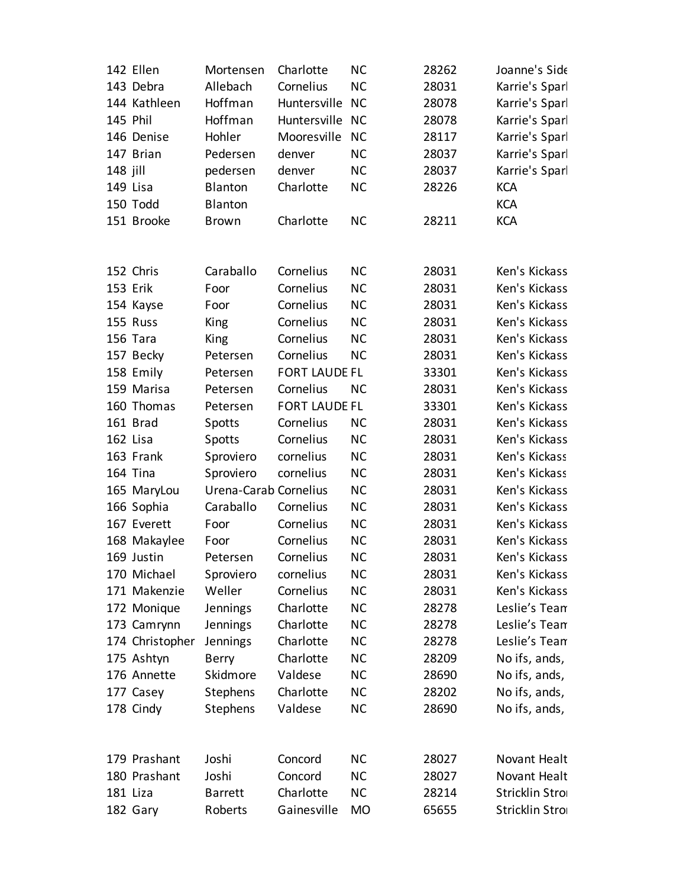| | | | | | | |
|---|---|---|---|---|---|---|
| 142 | Ellen | Mortensen | Charlotte | NC | 28262 | Joanne's Side |
| 143 | Debra | Allebach | Cornelius | NC | 28031 | Karrie's Sparl |
| 144 | Kathleen | Hoffman | Huntersville | NC | 28078 | Karrie's Sparl |
| 145 | Phil | Hoffman | Huntersville | NC | 28078 | Karrie's Sparl |
| 146 | Denise | Hohler | Mooresville | NC | 28117 | Karrie's Sparl |
| 147 | Brian | Pedersen | denver | NC | 28037 | Karrie's Sparl |
| 148 | jill | pedersen | denver | NC | 28037 | Karrie's Sparl |
| 149 | Lisa | Blanton | Charlotte | NC | 28226 | KCA |
| 150 | Todd | Blanton | | | | KCA |
| 151 | Brooke | Brown | Charlotte | NC | 28211 | KCA |
| | | | | | | |
| 152 | Chris | Caraballo | Cornelius | NC | 28031 | Ken's Kickass |
| 153 | Erik | Foor | Cornelius | NC | 28031 | Ken's Kickass |
| 154 | Kayse | Foor | Cornelius | NC | 28031 | Ken's Kickass |
| 155 | Russ | King | Cornelius | NC | 28031 | Ken's Kickass |
| 156 | Tara | King | Cornelius | NC | 28031 | Ken's Kickass |
| 157 | Becky | Petersen | Cornelius | NC | 28031 | Ken's Kickass |
| 158 | Emily | Petersen | FORT LAUDE | FL | 33301 | Ken's Kickass |
| 159 | Marisa | Petersen | Cornelius | NC | 28031 | Ken's Kickass |
| 160 | Thomas | Petersen | FORT LAUDE | FL | 33301 | Ken's Kickass |
| 161 | Brad | Spotts | Cornelius | NC | 28031 | Ken's Kickass |
| 162 | Lisa | Spotts | Cornelius | NC | 28031 | Ken's Kickass |
| 163 | Frank | Sproviero | cornelius | NC | 28031 | Ken's Kickass |
| 164 | Tina | Sproviero | cornelius | NC | 28031 | Ken's Kickass |
| 165 | MaryLou | Urena-Carab | Cornelius | NC | 28031 | Ken's Kickass |
| 166 | Sophia | Caraballo | Cornelius | NC | 28031 | Ken's Kickass |
| 167 | Everett | Foor | Cornelius | NC | 28031 | Ken's Kickass |
| 168 | Makaylee | Foor | Cornelius | NC | 28031 | Ken's Kickass |
| 169 | Justin | Petersen | Cornelius | NC | 28031 | Ken's Kickass |
| 170 | Michael | Sproviero | cornelius | NC | 28031 | Ken's Kickass |
| 171 | Makenzie | Weller | Cornelius | NC | 28031 | Ken's Kickass |
| 172 | Monique | Jennings | Charlotte | NC | 28278 | Leslie's Team |
| 173 | Camrynn | Jennings | Charlotte | NC | 28278 | Leslie's Team |
| 174 | Christopher | Jennings | Charlotte | NC | 28278 | Leslie's Team |
| 175 | Ashtyn | Berry | Charlotte | NC | 28209 | No ifs, ands, |
| 176 | Annette | Skidmore | Valdese | NC | 28690 | No ifs, ands, |
| 177 | Casey | Stephens | Charlotte | NC | 28202 | No ifs, ands, |
| 178 | Cindy | Stephens | Valdese | NC | 28690 | No ifs, ands, |
| | | | | | | |
| 179 | Prashant | Joshi | Concord | NC | 28027 | Novant Healt |
| 180 | Prashant | Joshi | Concord | NC | 28027 | Novant Healt |
| 181 | Liza | Barrett | Charlotte | NC | 28214 | Stricklin Stro |
| 182 | Gary | Roberts | Gainesville | MO | 65655 | Stricklin Stro |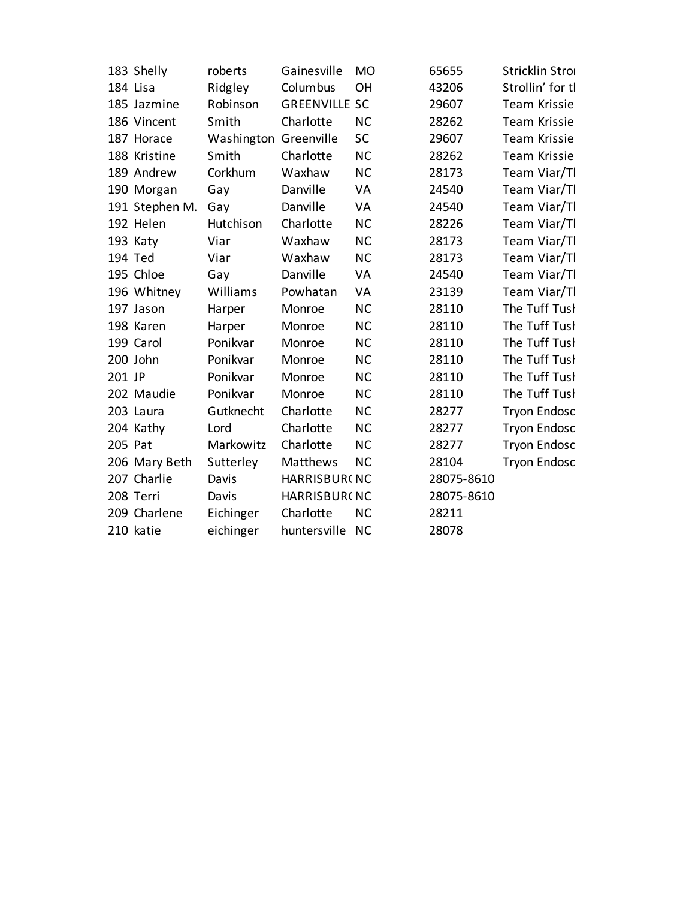| | | | | | |
|---|---|---|---|---|---|
| 183 | Shelly | roberts | Gainesville | MO | 65655 | Stricklin Stro |
| 184 | Lisa | Ridgley | Columbus | OH | 43206 | Strollin' for tl |
| 185 | Jazmine | Robinson | GREENVILLE | SC | 29607 | Team Krissie |
| 186 | Vincent | Smith | Charlotte | NC | 28262 | Team Krissie |
| 187 | Horace | Washington | Greenville | SC | 29607 | Team Krissie |
| 188 | Kristine | Smith | Charlotte | NC | 28262 | Team Krissie |
| 189 | Andrew | Corkhum | Waxhaw | NC | 28173 | Team Viar/Tl |
| 190 | Morgan | Gay | Danville | VA | 24540 | Team Viar/Tl |
| 191 | Stephen M. | Gay | Danville | VA | 24540 | Team Viar/Tl |
| 192 | Helen | Hutchison | Charlotte | NC | 28226 | Team Viar/Tl |
| 193 | Katy | Viar | Waxhaw | NC | 28173 | Team Viar/Tl |
| 194 | Ted | Viar | Waxhaw | NC | 28173 | Team Viar/Tl |
| 195 | Chloe | Gay | Danville | VA | 24540 | Team Viar/Tl |
| 196 | Whitney | Williams | Powhatan | VA | 23139 | Team Viar/Tl |
| 197 | Jason | Harper | Monroe | NC | 28110 | The Tuff Tusl |
| 198 | Karen | Harper | Monroe | NC | 28110 | The Tuff Tusl |
| 199 | Carol | Ponikvar | Monroe | NC | 28110 | The Tuff Tusl |
| 200 | John | Ponikvar | Monroe | NC | 28110 | The Tuff Tusl |
| 201 | JP | Ponikvar | Monroe | NC | 28110 | The Tuff Tusl |
| 202 | Maudie | Ponikvar | Monroe | NC | 28110 | The Tuff Tusl |
| 203 | Laura | Gutknecht | Charlotte | NC | 28277 | Tryon Endosc |
| 204 | Kathy | Lord | Charlotte | NC | 28277 | Tryon Endosc |
| 205 | Pat | Markowitz | Charlotte | NC | 28277 | Tryon Endosc |
| 206 | Mary Beth | Sutterley | Matthews | NC | 28104 | Tryon Endosc |
| 207 | Charlie | Davis | HARRISBURC | NC | 28075-8610 | |
| 208 | Terri | Davis | HARRISBURC | NC | 28075-8610 | |
| 209 | Charlene | Eichinger | Charlotte | NC | 28211 | |
| 210 | katie | eichinger | huntersville | NC | 28078 | |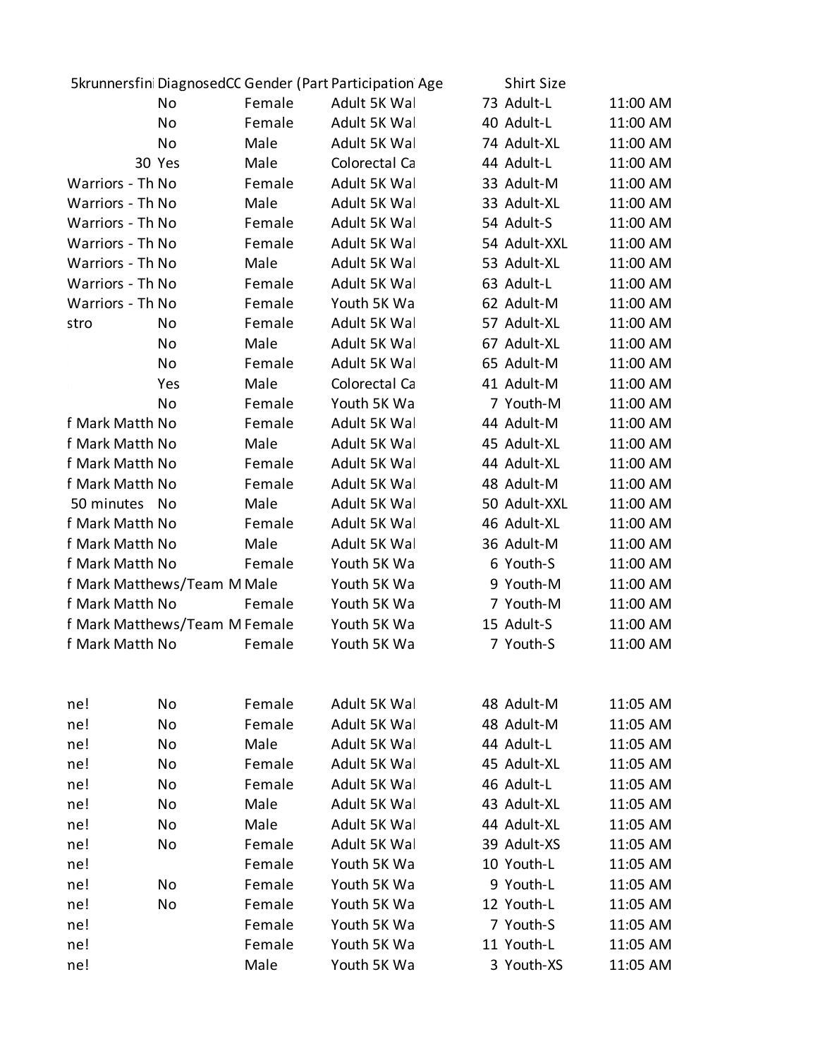| 5krunnersfini | DiagnosedCC | Gender (Part | Participation | Age | Shirt Size | |
|---|---|---|---|---|---|---|
| | No | Female | Adult 5K Wal | 73 | Adult-L | 11:00 AM |
| | No | Female | Adult 5K Wal | 40 | Adult-L | 11:00 AM |
| | No | Male | Adult 5K Wal | 74 | Adult-XL | 11:00 AM |
| 30 | Yes | Male | Colorectal Ca | 44 | Adult-L | 11:00 AM |
| Warriors - Th | No | Female | Adult 5K Wal | 33 | Adult-M | 11:00 AM |
| Warriors - Th | No | Male | Adult 5K Wal | 33 | Adult-XL | 11:00 AM |
| Warriors - Th | No | Female | Adult 5K Wal | 54 | Adult-S | 11:00 AM |
| Warriors - Th | No | Female | Adult 5K Wal | 54 | Adult-XXL | 11:00 AM |
| Warriors - Th | No | Male | Adult 5K Wal | 53 | Adult-XL | 11:00 AM |
| Warriors - Th | No | Female | Adult 5K Wal | 63 | Adult-L | 11:00 AM |
| Warriors - Th | No | Female | Youth 5K Wa | 62 | Adult-M | 11:00 AM |
| stro | No | Female | Adult 5K Wal | 57 | Adult-XL | 11:00 AM |
| | No | Male | Adult 5K Wal | 67 | Adult-XL | 11:00 AM |
| | No | Female | Adult 5K Wal | 65 | Adult-M | 11:00 AM |
| | Yes | Male | Colorectal Ca | 41 | Adult-M | 11:00 AM |
| | No | Female | Youth 5K Wa | 7 | Youth-M | 11:00 AM |
| f Mark Matth | No | Female | Adult 5K Wal | 44 | Adult-M | 11:00 AM |
| f Mark Matth | No | Male | Adult 5K Wal | 45 | Adult-XL | 11:00 AM |
| f Mark Matth | No | Female | Adult 5K Wal | 44 | Adult-XL | 11:00 AM |
| f Mark Matth | No | Female | Adult 5K Wal | 48 | Adult-M | 11:00 AM |
| 50 minutes | No | Male | Adult 5K Wal | 50 | Adult-XXL | 11:00 AM |
| f Mark Matth | No | Female | Adult 5K Wal | 46 | Adult-XL | 11:00 AM |
| f Mark Matth | No | Male | Adult 5K Wal | 36 | Adult-M | 11:00 AM |
| f Mark Matth | No | Female | Youth 5K Wa | 6 | Youth-S | 11:00 AM |
| f Mark Matthews/Team M | | Male | Youth 5K Wa | 9 | Youth-M | 11:00 AM |
| f Mark Matth | No | Female | Youth 5K Wa | 7 | Youth-M | 11:00 AM |
| f Mark Matthews/Team M | | Female | Youth 5K Wa | 15 | Adult-S | 11:00 AM |
| f Mark Matth | No | Female | Youth 5K Wa | 7 | Youth-S | 11:00 AM |
| | | | | | | |
| ne! | No | Female | Adult 5K Wal | 48 | Adult-M | 11:05 AM |
| ne! | No | Female | Adult 5K Wal | 48 | Adult-M | 11:05 AM |
| ne! | No | Male | Adult 5K Wal | 44 | Adult-L | 11:05 AM |
| ne! | No | Female | Adult 5K Wal | 45 | Adult-XL | 11:05 AM |
| ne! | No | Female | Adult 5K Wal | 46 | Adult-L | 11:05 AM |
| ne! | No | Male | Adult 5K Wal | 43 | Adult-XL | 11:05 AM |
| ne! | No | Male | Adult 5K Wal | 44 | Adult-XL | 11:05 AM |
| ne! | No | Female | Adult 5K Wal | 39 | Adult-XS | 11:05 AM |
| ne! | | Female | Youth 5K Wa | 10 | Youth-L | 11:05 AM |
| ne! | No | Female | Youth 5K Wa | 9 | Youth-L | 11:05 AM |
| ne! | No | Female | Youth 5K Wa | 12 | Youth-L | 11:05 AM |
| ne! | | Female | Youth 5K Wa | 7 | Youth-S | 11:05 AM |
| ne! | | Female | Youth 5K Wa | 11 | Youth-L | 11:05 AM |
| ne! | | Male | Youth 5K Wa | 3 | Youth-XS | 11:05 AM |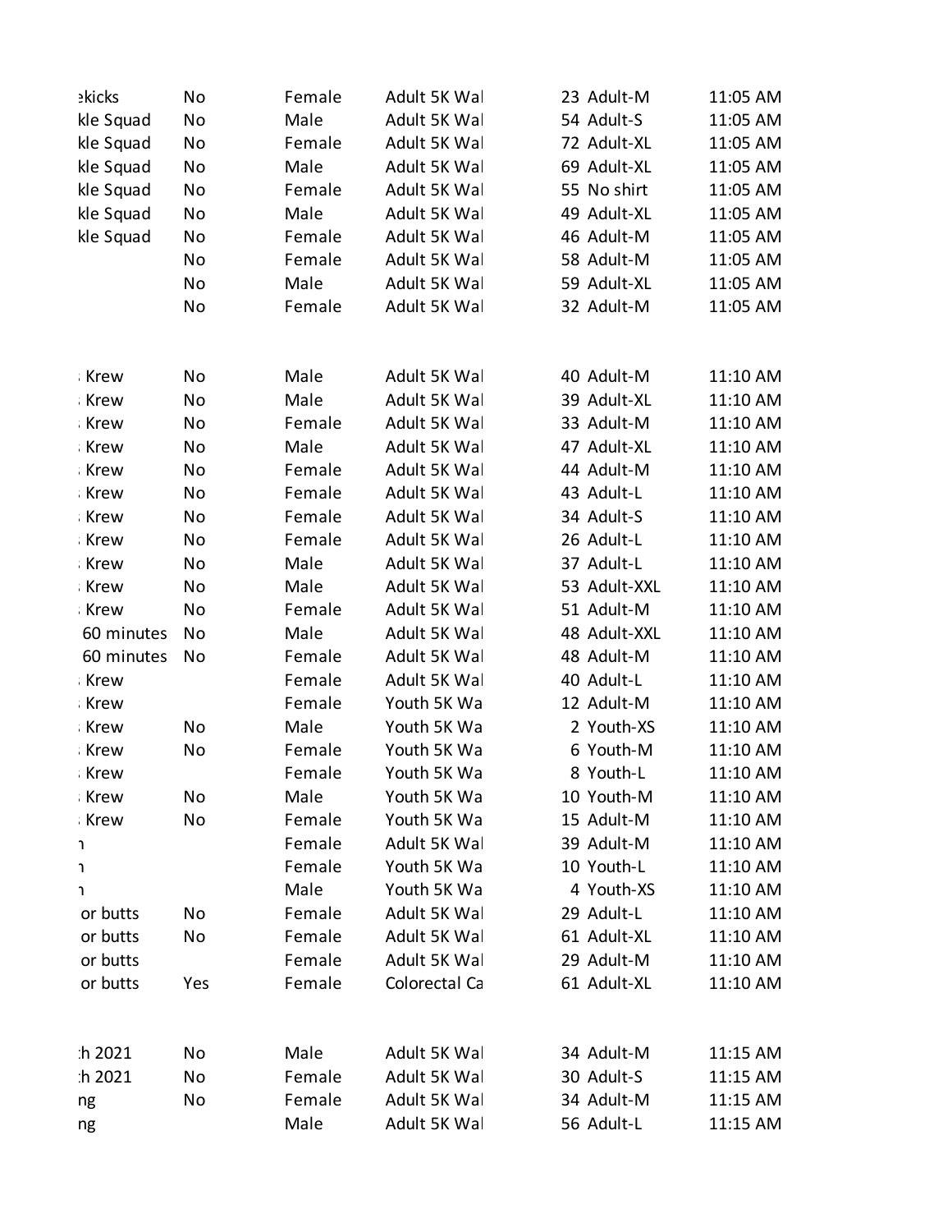| | | | | | | |
|---|---|---|---|---|---|---|
| ɛkicks | No | Female | Adult 5K Wal | 23 | Adult-M | 11:05 AM |
| kle Squad | No | Male | Adult 5K Wal | 54 | Adult-S | 11:05 AM |
| kle Squad | No | Female | Adult 5K Wal | 72 | Adult-XL | 11:05 AM |
| kle Squad | No | Male | Adult 5K Wal | 69 | Adult-XL | 11:05 AM |
| kle Squad | No | Female | Adult 5K Wal | 55 | No shirt | 11:05 AM |
| kle Squad | No | Male | Adult 5K Wal | 49 | Adult-XL | 11:05 AM |
| kle Squad | No | Female | Adult 5K Wal | 46 | Adult-M | 11:05 AM |
| | No | Female | Adult 5K Wal | 58 | Adult-M | 11:05 AM |
| | No | Male | Adult 5K Wal | 59 | Adult-XL | 11:05 AM |
| | No | Female | Adult 5K Wal | 32 | Adult-M | 11:05 AM |
| | | | | | | |
| Krew | No | Male | Adult 5K Wal | 40 | Adult-M | 11:10 AM |
| Krew | No | Male | Adult 5K Wal | 39 | Adult-XL | 11:10 AM |
| Krew | No | Female | Adult 5K Wal | 33 | Adult-M | 11:10 AM |
| Krew | No | Male | Adult 5K Wal | 47 | Adult-XL | 11:10 AM |
| Krew | No | Female | Adult 5K Wal | 44 | Adult-M | 11:10 AM |
| Krew | No | Female | Adult 5K Wal | 43 | Adult-L | 11:10 AM |
| Krew | No | Female | Adult 5K Wal | 34 | Adult-S | 11:10 AM |
| Krew | No | Female | Adult 5K Wal | 26 | Adult-L | 11:10 AM |
| Krew | No | Male | Adult 5K Wal | 37 | Adult-L | 11:10 AM |
| Krew | No | Male | Adult 5K Wal | 53 | Adult-XXL | 11:10 AM |
| Krew | No | Female | Adult 5K Wal | 51 | Adult-M | 11:10 AM |
| 60 minutes | No | Male | Adult 5K Wal | 48 | Adult-XXL | 11:10 AM |
| 60 minutes | No | Female | Adult 5K Wal | 48 | Adult-M | 11:10 AM |
| Krew | | Female | Adult 5K Wal | 40 | Adult-L | 11:10 AM |
| Krew | | Female | Youth 5K Wa | 12 | Adult-M | 11:10 AM |
| Krew | No | Male | Youth 5K Wa | 2 | Youth-XS | 11:10 AM |
| Krew | No | Female | Youth 5K Wa | 6 | Youth-M | 11:10 AM |
| Krew | | Female | Youth 5K Wa | 8 | Youth-L | 11:10 AM |
| Krew | No | Male | Youth 5K Wa | 10 | Youth-M | 11:10 AM |
| Krew | No | Female | Youth 5K Wa | 15 | Adult-M | 11:10 AM |
| ı | | Female | Adult 5K Wal | 39 | Adult-M | 11:10 AM |
| ı | | Female | Youth 5K Wa | 10 | Youth-L | 11:10 AM |
| ı | | Male | Youth 5K Wa | 4 | Youth-XS | 11:10 AM |
| or butts | No | Female | Adult 5K Wal | 29 | Adult-L | 11:10 AM |
| or butts | No | Female | Adult 5K Wal | 61 | Adult-XL | 11:10 AM |
| or butts | | Female | Adult 5K Wal | 29 | Adult-M | 11:10 AM |
| or butts | Yes | Female | Colorectal Ca | 61 | Adult-XL | 11:10 AM |
| | | | | | | |
| :h 2021 | No | Male | Adult 5K Wal | 34 | Adult-M | 11:15 AM |
| :h 2021 | No | Female | Adult 5K Wal | 30 | Adult-S | 11:15 AM |
| ng | No | Female | Adult 5K Wal | 34 | Adult-M | 11:15 AM |
| ng | | Male | Adult 5K Wal | 56 | Adult-L | 11:15 AM |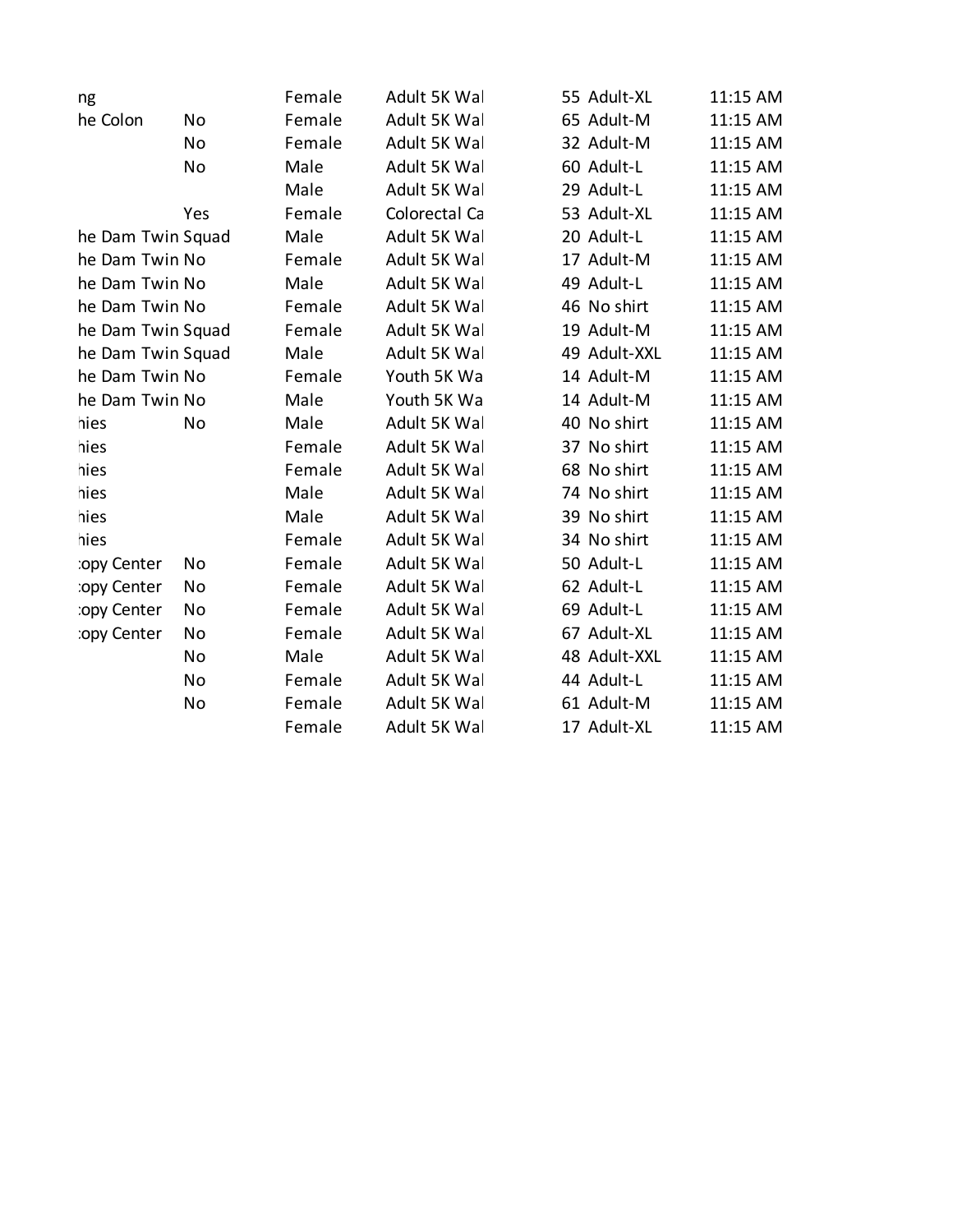| | | | | | | |
|---|---|---|---|---|---|---|
| ng | | Female | Adult 5K Wal | 55 | Adult-XL | 11:15 AM |
| he Colon | No | Female | Adult 5K Wal | 65 | Adult-M | 11:15 AM |
| | No | Female | Adult 5K Wal | 32 | Adult-M | 11:15 AM |
| | No | Male | Adult 5K Wal | 60 | Adult-L | 11:15 AM |
| | | Male | Adult 5K Wal | 29 | Adult-L | 11:15 AM |
| | Yes | Female | Colorectal Ca | 53 | Adult-XL | 11:15 AM |
| he Dam Twin | Squad | Male | Adult 5K Wal | 20 | Adult-L | 11:15 AM |
| he Dam Twin | No | Female | Adult 5K Wal | 17 | Adult-M | 11:15 AM |
| he Dam Twin | No | Male | Adult 5K Wal | 49 | Adult-L | 11:15 AM |
| he Dam Twin | No | Female | Adult 5K Wal | 46 | No shirt | 11:15 AM |
| he Dam Twin | Squad | Female | Adult 5K Wal | 19 | Adult-M | 11:15 AM |
| he Dam Twin | Squad | Male | Adult 5K Wal | 49 | Adult-XXL | 11:15 AM |
| he Dam Twin | No | Female | Youth 5K Wa | 14 | Adult-M | 11:15 AM |
| he Dam Twin | No | Male | Youth 5K Wa | 14 | Adult-M | 11:15 AM |
| hies | No | Male | Adult 5K Wal | 40 | No shirt | 11:15 AM |
| hies | | Female | Adult 5K Wal | 37 | No shirt | 11:15 AM |
| hies | | Female | Adult 5K Wal | 68 | No shirt | 11:15 AM |
| hies | | Male | Adult 5K Wal | 74 | No shirt | 11:15 AM |
| hies | | Male | Adult 5K Wal | 39 | No shirt | 11:15 AM |
| hies | | Female | Adult 5K Wal | 34 | No shirt | 11:15 AM |
| :opy Center | No | Female | Adult 5K Wal | 50 | Adult-L | 11:15 AM |
| :opy Center | No | Female | Adult 5K Wal | 62 | Adult-L | 11:15 AM |
| :opy Center | No | Female | Adult 5K Wal | 69 | Adult-L | 11:15 AM |
| :opy Center | No | Female | Adult 5K Wal | 67 | Adult-XL | 11:15 AM |
| | No | Male | Adult 5K Wal | 48 | Adult-XXL | 11:15 AM |
| | No | Female | Adult 5K Wal | 44 | Adult-L | 11:15 AM |
| | No | Female | Adult 5K Wal | 61 | Adult-M | 11:15 AM |
| | | Female | Adult 5K Wal | 17 | Adult-XL | 11:15 AM |